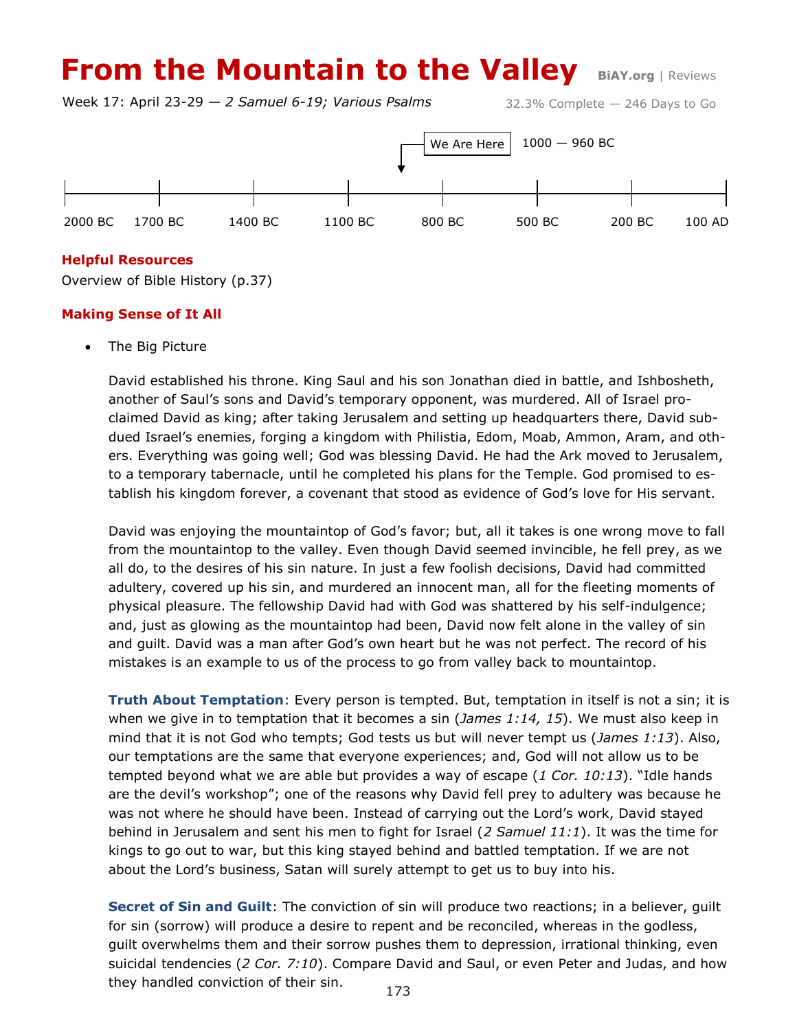# From the Mountain to the Valley

BiAY.org | Reviews

Week 17: April 23-29 — *2 Samuel 6-19; Various Psalms*

32.3% Complete — 246 Days to Go

We Are Here — 1000 — 960 BC

2000 BC | 1700 BC | 1400 BC | 1100 BC | 800 BC | 500 BC | 200 BC | 100 AD

### Helpful Resources

Overview of Bible History (p.37)

### Making Sense of It All

- The Big Picture

David established his throne. King Saul and his son Jonathan died in battle, and Ishbosheth, another of Saul's sons and David's temporary opponent, was murdered. All of Israel proclaimed David as king; after taking Jerusalem and setting up headquarters there, David subdued Israel's enemies, forging a kingdom with Philistia, Edom, Moab, Ammon, Aram, and others. Everything was going well; God was blessing David. He had the Ark moved to Jerusalem, to a temporary tabernacle, until he completed his plans for the Temple. God promised to establish his kingdom forever, a covenant that stood as evidence of God's love for His servant.

David was enjoying the mountaintop of God's favor; but, all it takes is one wrong move to fall from the mountaintop to the valley. Even though David seemed invincible, he fell prey, as we all do, to the desires of his sin nature. In just a few foolish decisions, David had committed adultery, covered up his sin, and murdered an innocent man, all for the fleeting moments of physical pleasure. The fellowship David had with God was shattered by his self-indulgence; and, just as glowing as the mountaintop had been, David now felt alone in the valley of sin and guilt. David was a man after God's own heart but he was not perfect. The record of his mistakes is an example to us of the process to go from valley back to mountaintop.

**Truth About Temptation**: Every person is tempted. But, temptation in itself is not a sin; it is when we give in to temptation that it becomes a sin (*James 1:14, 15*). We must also keep in mind that it is not God who tempts; God tests us but will never tempt us (*James 1:13*). Also, our temptations are the same that everyone experiences; and, God will not allow us to be tempted beyond what we are able but provides a way of escape (*1 Cor. 10:13*). "Idle hands are the devil's workshop"; one of the reasons why David fell prey to adultery was because he was not where he should have been. Instead of carrying out the Lord's work, David stayed behind in Jerusalem and sent his men to fight for Israel (*2 Samuel 11:1*). It was the time for kings to go out to war, but this king stayed behind and battled temptation. If we are not about the Lord's business, Satan will surely attempt to get us to buy into his.

**Secret of Sin and Guilt**: The conviction of sin will produce two reactions; in a believer, guilt for sin (sorrow) will produce a desire to repent and be reconciled, whereas in the godless, guilt overwhelms them and their sorrow pushes them to depression, irrational thinking, even suicidal tendencies (*2 Cor. 7:10*). Compare David and Saul, or even Peter and Judas, and how they handled conviction of their sin.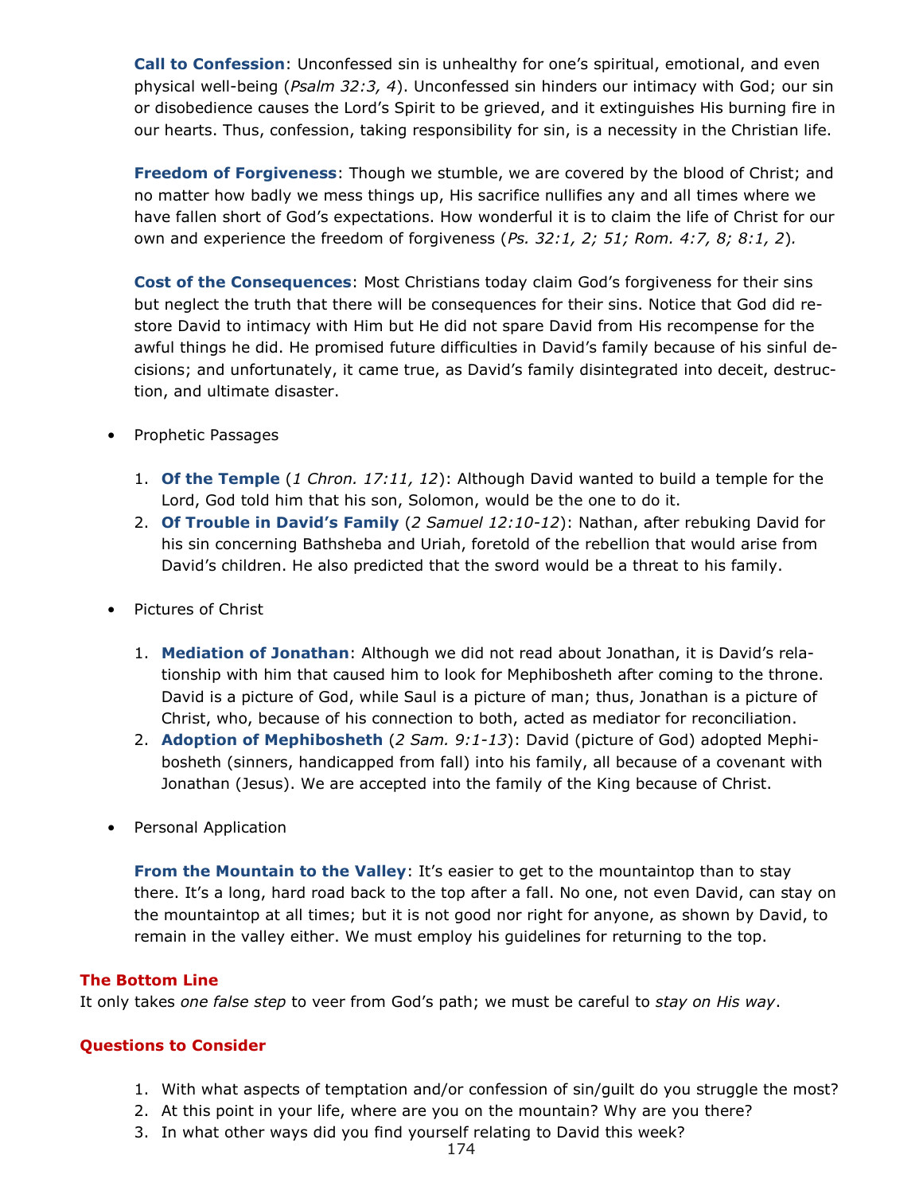**Call to Confession**: Unconfessed sin is unhealthy for one's spiritual, emotional, and even physical well-being (*Psalm 32:3, 4*). Unconfessed sin hinders our intimacy with God; our sin or disobedience causes the Lord's Spirit to be grieved, and it extinguishes His burning fire in our hearts. Thus, confession, taking responsibility for sin, is a necessity in the Christian life.

**Freedom of Forgiveness**: Though we stumble, we are covered by the blood of Christ; and no matter how badly we mess things up, His sacrifice nullifies any and all times where we have fallen short of God's expectations. How wonderful it is to claim the life of Christ for our own and experience the freedom of forgiveness (*Ps. 32:1, 2; 51; Rom. 4:7, 8; 8:1, 2*).

**Cost of the Consequences**: Most Christians today claim God's forgiveness for their sins but neglect the truth that there will be consequences for their sins. Notice that God did restore David to intimacy with Him but He did not spare David from His recompense for the awful things he did. He promised future difficulties in David's family because of his sinful decisions; and unfortunately, it came true, as David's family disintegrated into deceit, destruction, and ultimate disaster.

- Prophetic Passages

  1. **Of the Temple** (*1 Chron. 17:11, 12*): Although David wanted to build a temple for the Lord, God told him that his son, Solomon, would be the one to do it.
  2. **Of Trouble in David's Family** (*2 Samuel 12:10-12*): Nathan, after rebuking David for his sin concerning Bathsheba and Uriah, foretold of the rebellion that would arise from David's children. He also predicted that the sword would be a threat to his family.

- Pictures of Christ

  1. **Mediation of Jonathan**: Although we did not read about Jonathan, it is David's relationship with him that caused him to look for Mephibosheth after coming to the throne. David is a picture of God, while Saul is a picture of man; thus, Jonathan is a picture of Christ, who, because of his connection to both, acted as mediator for reconciliation.
  2. **Adoption of Mephibosheth** (*2 Sam. 9:1-13*): David (picture of God) adopted Mephibosheth (sinners, handicapped from fall) into his family, all because of a covenant with Jonathan (Jesus). We are accepted into the family of the King because of Christ.

- Personal Application

  **From the Mountain to the Valley**: It's easier to get to the mountaintop than to stay there. It's a long, hard road back to the top after a fall. No one, not even David, can stay on the mountaintop at all times; but it is not good nor right for anyone, as shown by David, to remain in the valley either. We must employ his guidelines for returning to the top.

### The Bottom Line

It only takes *one false step* to veer from God's path; we must be careful to *stay on His way*.

### Questions to Consider

1. With what aspects of temptation and/or confession of sin/guilt do you struggle the most?
2. At this point in your life, where are you on the mountain? Why are you there?
3. In what other ways did you find yourself relating to David this week?